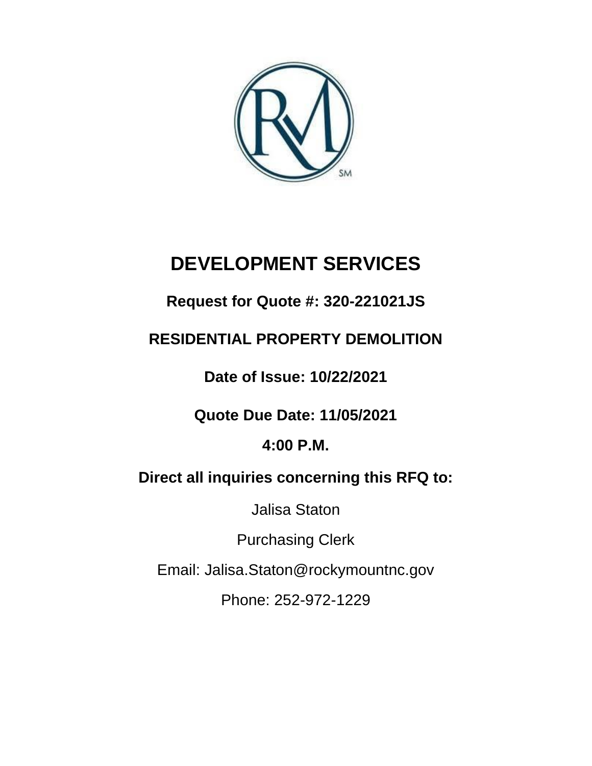# DEVELOPMENT SERVICES

**Request for Quote #: 320-221021JS**

**RESIDENTIAL PROPERTY DEMOLITION**

**Date of Issue: 10/22/2021**

**Quote Due Date: 11/05/2021**

**4:00 P.M.**

**Direct all inquiries concerning this RFQ to:**

Jalisa Staton

Purchasing Clerk

Email: Jalisa.Staton@rockymountnc.gov

Phone: 252-972-1229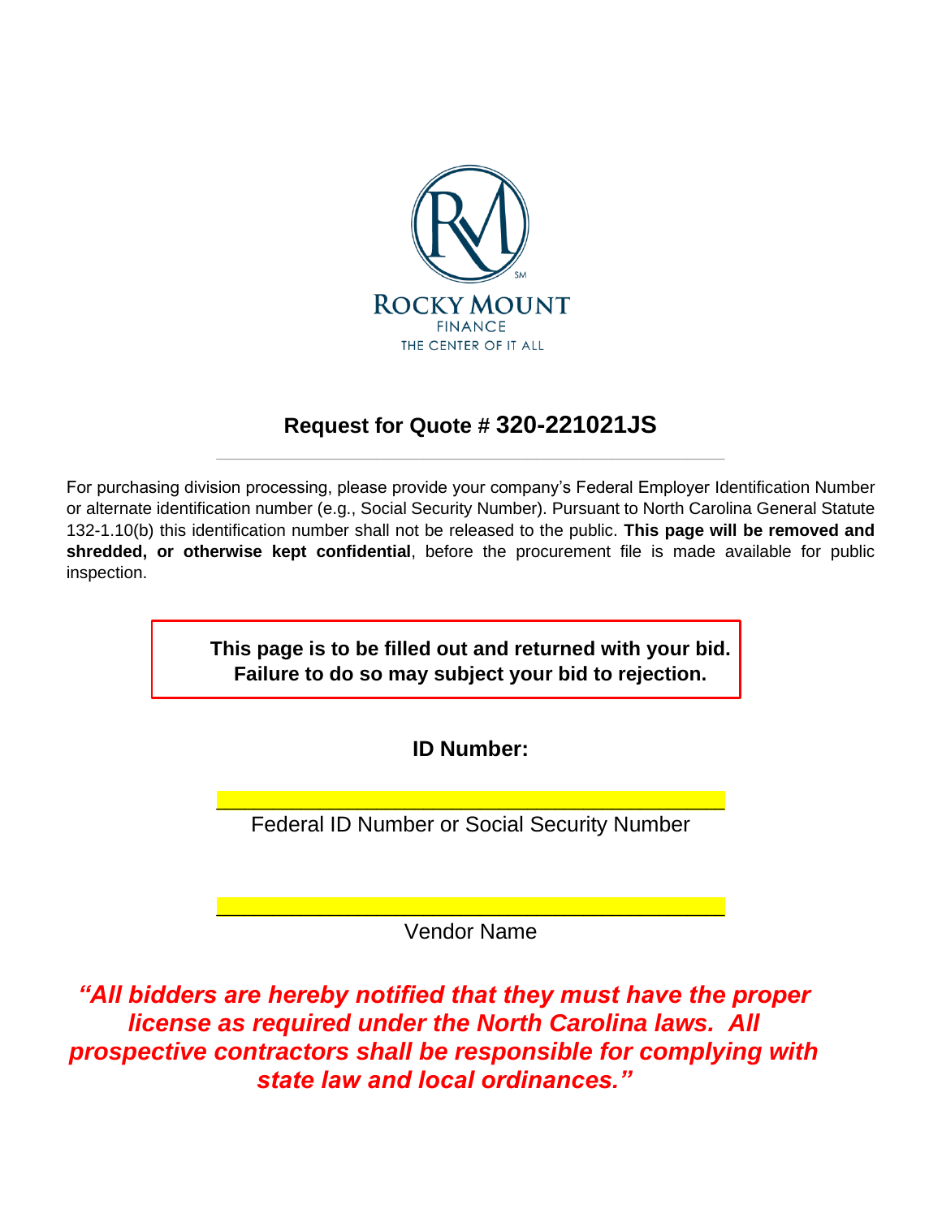ROCKY MOUNT

FINANCE

THE CENTER OF IT ALL

## Request for Quote # 320-221021JS

---

For purchasing division processing, please provide your company's Federal Employer Identification Number or alternate identification number (e.g., Social Security Number). Pursuant to North Carolina General Statute 132-1.10(b) this identification number shall not be released to the public. **This page will be removed and shredded, or otherwise kept confidential**, before the procurement file is made available for public inspection.

**This page is to be filled out and returned with your bid. Failure to do so may subject your bid to rejection.**

**ID Number:**

______________________________________

Federal ID Number or Social Security Number

______________________________________

Vendor Name

***"All bidders are hereby notified that they must have the proper license as required under the North Carolina laws. All prospective contractors shall be responsible for complying with state law and local ordinances."***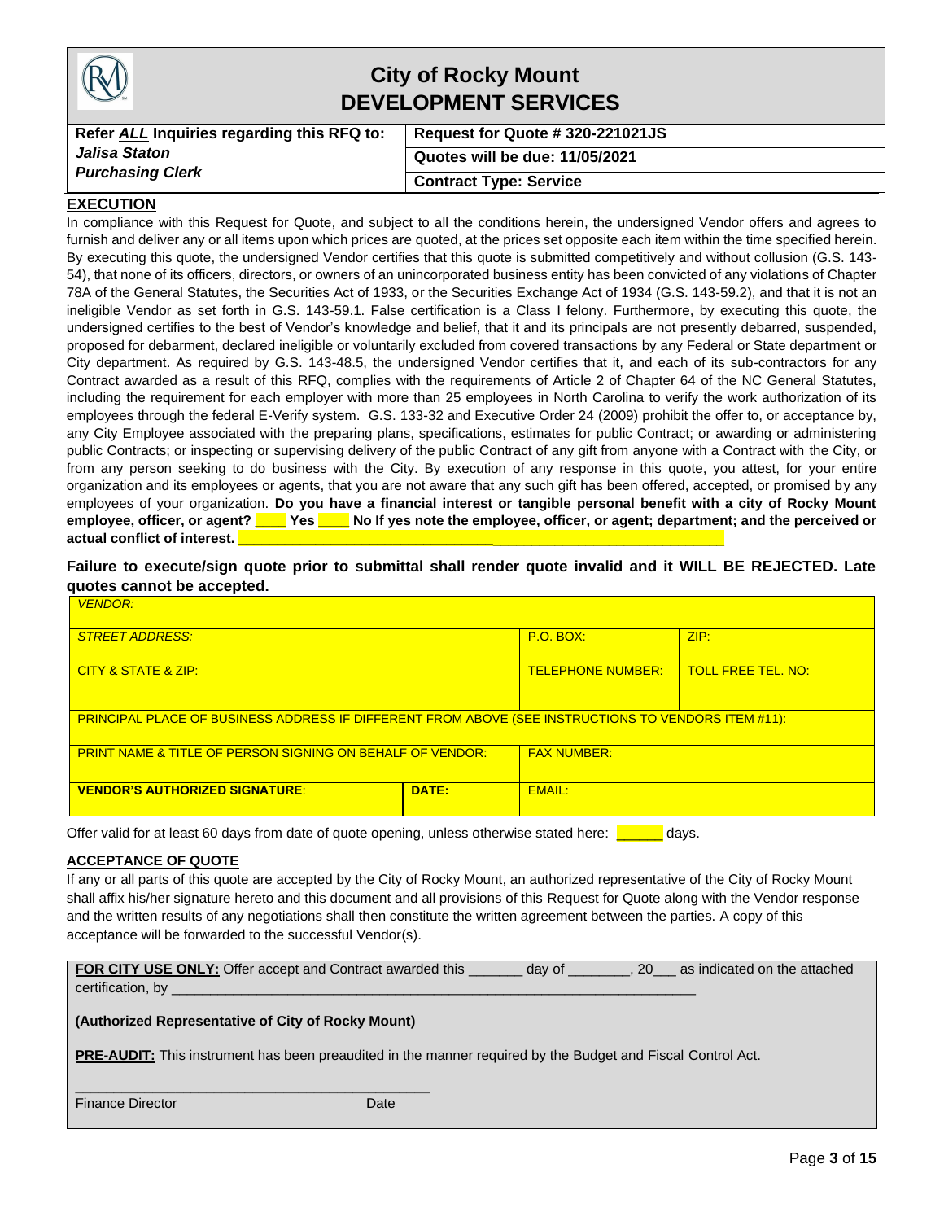# City of Rocky Mount
## DEVELOPMENT SERVICES

| Refer *ALL* Inquiries regarding this RFQ to: | Request for Quote # 320-221021JS |
|---|---|
| ***Jalisa Staton*** | **Quotes will be due: 11/05/2021** |
| ***Purchasing Clerk*** | **Contract Type: Service** |

**EXECUTION**

In compliance with this Request for Quote, and subject to all the conditions herein, the undersigned Vendor offers and agrees to furnish and deliver any or all items upon which prices are quoted, at the prices set opposite each item within the time specified herein. By executing this quote, the undersigned Vendor certifies that this quote is submitted competitively and without collusion (G.S. 143-54), that none of its officers, directors, or owners of an unincorporated business entity has been convicted of any violations of Chapter 78A of the General Statutes, the Securities Act of 1933, or the Securities Exchange Act of 1934 (G.S. 143-59.2), and that it is not an ineligible Vendor as set forth in G.S. 143-59.1. False certification is a Class I felony. Furthermore, by executing this quote, the undersigned certifies to the best of Vendor's knowledge and belief, that it and its principals are not presently debarred, suspended, proposed for debarment, declared ineligible or voluntarily excluded from covered transactions by any Federal or State department or City department. As required by G.S. 143-48.5, the undersigned Vendor certifies that it, and each of its sub-contractors for any Contract awarded as a result of this RFQ, complies with the requirements of Article 2 of Chapter 64 of the NC General Statutes, including the requirement for each employer with more than 25 employees in North Carolina to verify the work authorization of its employees through the federal E-Verify system. G.S. 133-32 and Executive Order 24 (2009) prohibit the offer to, or acceptance by, any City Employee associated with the preparing plans, specifications, estimates for public Contract; or awarding or administering public Contracts; or inspecting or supervising delivery of the public Contract of any gift from anyone with a Contract with the City, or from any person seeking to do business with the City. By execution of any response in this quote, you attest, for your entire organization and its employees or agents, that you are not aware that any such gift has been offered, accepted, or promised by any employees of your organization. **Do you have a financial interest or tangible personal benefit with a city of Rocky Mount employee, officer, or agent? ____ Yes ____ No If yes note the employee, officer, or agent; department; and the perceived or actual conflict of interest. ____________________________________________________________**

**Failure to execute/sign quote prior to submittal shall render quote invalid and it WILL BE REJECTED. Late quotes cannot be accepted.**

| *VENDOR:* | | | |
|---|---|---|---|
| *STREET ADDRESS:* | | P.O. BOX: | ZIP: |
| CITY & STATE & ZIP: | | TELEPHONE NUMBER: | TOLL FREE TEL. NO: |
| PRINCIPAL PLACE OF BUSINESS ADDRESS IF DIFFERENT FROM ABOVE (SEE INSTRUCTIONS TO VENDORS ITEM #11): | | | |
| PRINT NAME & TITLE OF PERSON SIGNING ON BEHALF OF VENDOR: | | FAX NUMBER: | |
| **VENDOR'S AUTHORIZED SIGNATURE**: | **DATE:** | EMAIL: | |

Offer valid for at least 60 days from date of quote opening, unless otherwise stated here: ______ days.

**ACCEPTANCE OF QUOTE**

If any or all parts of this quote are accepted by the City of Rocky Mount, an authorized representative of the City of Rocky Mount shall affix his/her signature hereto and this document and all provisions of this Request for Quote along with the Vendor response and the written results of any negotiations shall then constitute the written agreement between the parties. A copy of this acceptance will be forwarded to the successful Vendor(s).

**FOR CITY USE ONLY:** Offer accept and Contract awarded this _______ day of ________, 20___ as indicated on the attached certification, by ______________________________________________________________________

**(Authorized Representative of City of Rocky Mount)**

**PRE-AUDIT:** This instrument has been preaudited in the manner required by the Budget and Fiscal Control Act.

_______________________________________________

Finance Director Date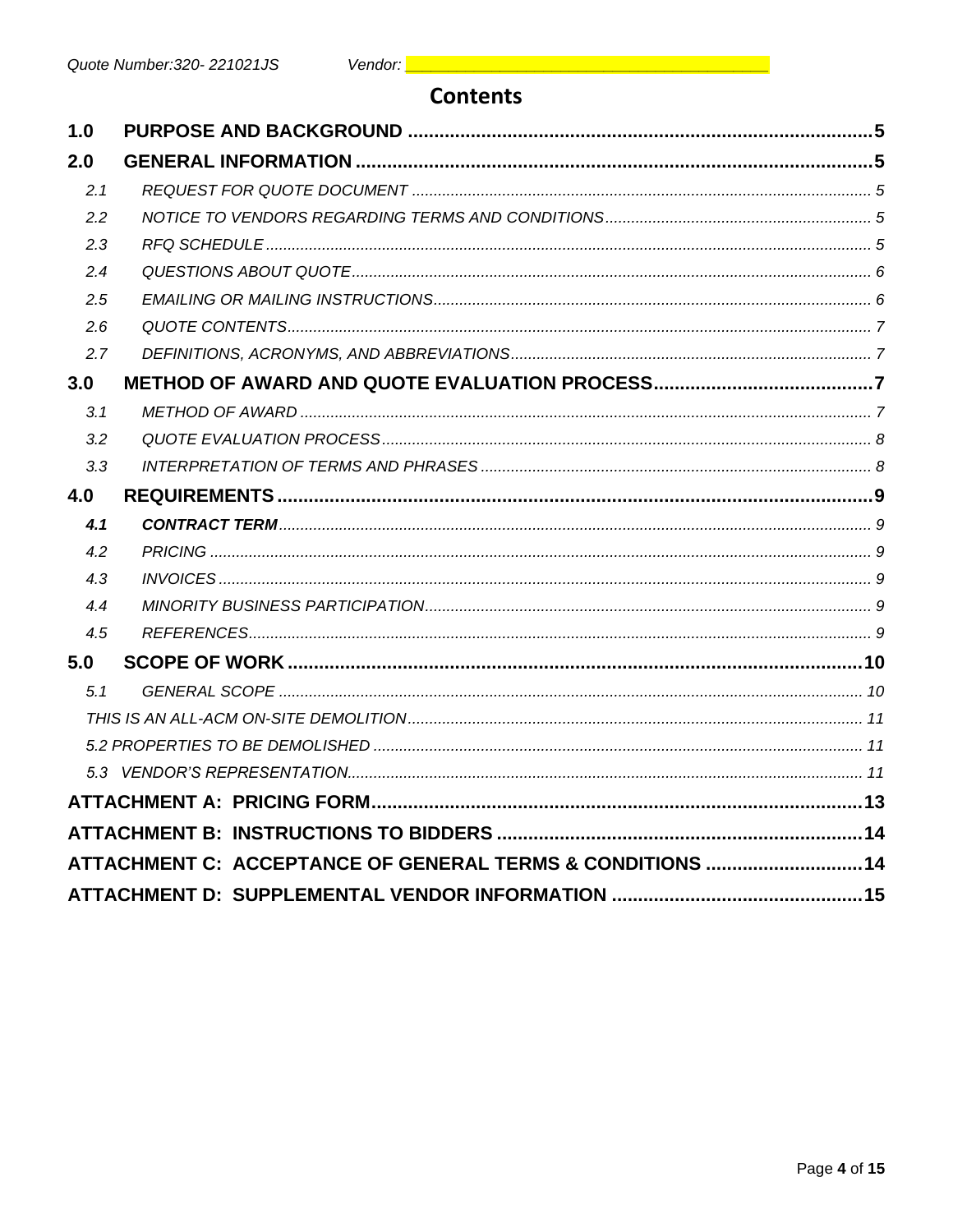Quote Number:320- 221021JS Vendor: ____________________________________

# Contents

| | | |
|---|---|---|
| **1.0** | **PURPOSE AND BACKGROUND** | **5** |
| **2.0** | **GENERAL INFORMATION** | **5** |
| *2.1* | *REQUEST FOR QUOTE DOCUMENT* | *5* |
| *2.2* | *NOTICE TO VENDORS REGARDING TERMS AND CONDITIONS* | *5* |
| *2.3* | *RFQ SCHEDULE* | *5* |
| *2.4* | *QUESTIONS ABOUT QUOTE* | *6* |
| *2.5* | *EMAILING OR MAILING INSTRUCTIONS* | *6* |
| *2.6* | *QUOTE CONTENTS* | *7* |
| *2.7* | *DEFINITIONS, ACRONYMS, AND ABBREVIATIONS* | *7* |
| **3.0** | **METHOD OF AWARD AND QUOTE EVALUATION PROCESS** | **7** |
| *3.1* | *METHOD OF AWARD* | *7* |
| *3.2* | *QUOTE EVALUATION PROCESS* | *8* |
| *3.3* | *INTERPRETATION OF TERMS AND PHRASES* | *8* |
| **4.0** | **REQUIREMENTS** | **9** |
| ***4.1*** | ***CONTRACT TERM*** | *9* |
| *4.2* | *PRICING* | *9* |
| *4.3* | *INVOICES* | *9* |
| *4.4* | *MINORITY BUSINESS PARTICIPATION* | *9* |
| *4.5* | *REFERENCES* | *9* |
| **5.0** | **SCOPE OF WORK** | **10** |
| *5.1* | *GENERAL SCOPE* | *10* |
| | *THIS IS AN ALL-ACM ON-SITE DEMOLITION* | *11* |
| | *5.2 PROPERTIES TO BE DEMOLISHED* | *11* |
| | *5.3 VENDOR'S REPRESENTATION* | *11* |
| | **ATTACHMENT A: PRICING FORM** | **13** |
| | **ATTACHMENT B: INSTRUCTIONS TO BIDDERS** | **14** |
| | **ATTACHMENT C: ACCEPTANCE OF GENERAL TERMS & CONDITIONS** | **14** |
| | **ATTACHMENT D: SUPPLEMENTAL VENDOR INFORMATION** | **15** |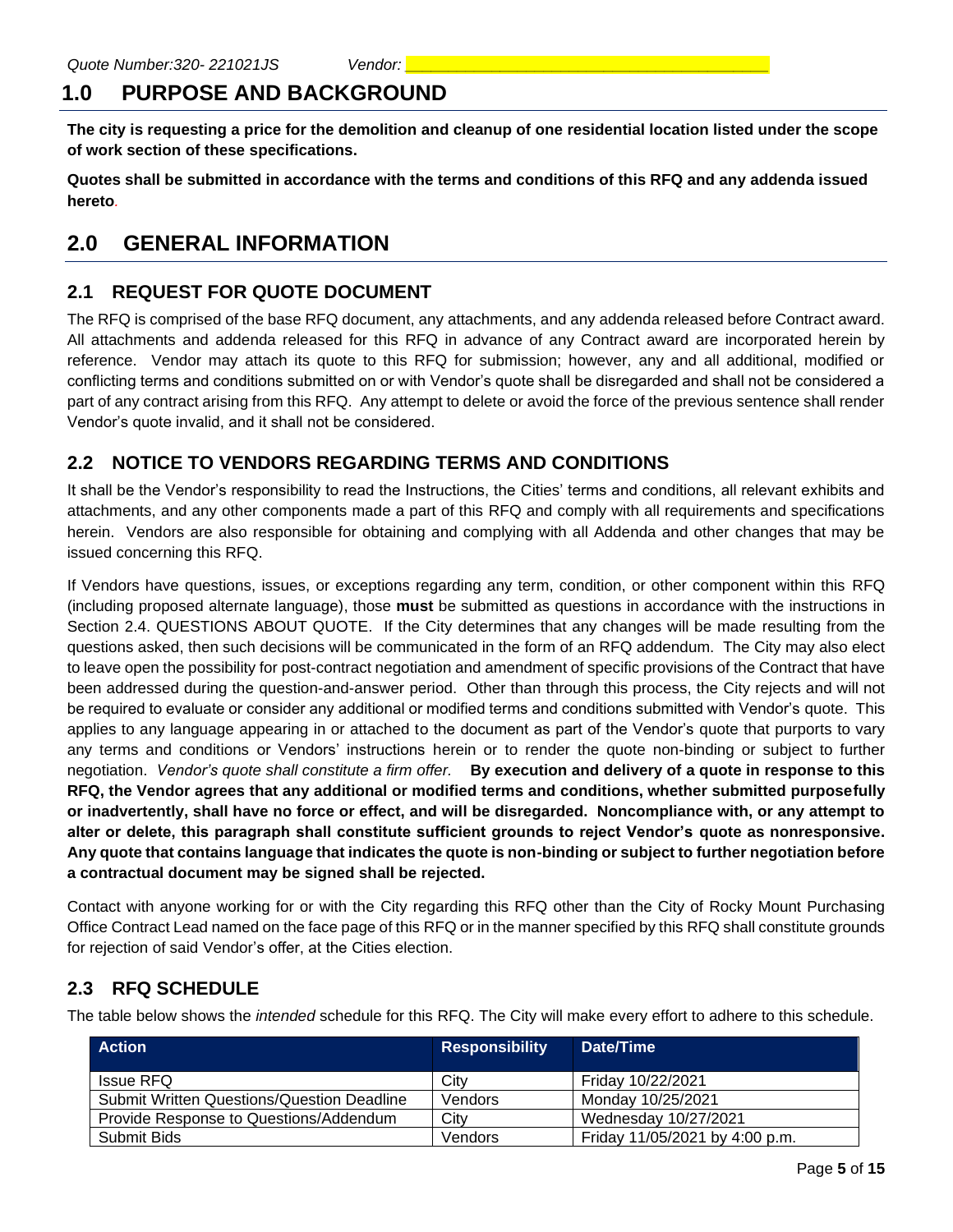# 1.0 PURPOSE AND BACKGROUND

**The city is requesting a price for the demolition and cleanup of one residential location listed under the scope of work section of these specifications.**

**Quotes shall be submitted in accordance with the terms and conditions of this RFQ and any addenda issued hereto.**

# 2.0 GENERAL INFORMATION

## 2.1 REQUEST FOR QUOTE DOCUMENT

The RFQ is comprised of the base RFQ document, any attachments, and any addenda released before Contract award. All attachments and addenda released for this RFQ in advance of any Contract award are incorporated herein by reference. Vendor may attach its quote to this RFQ for submission; however, any and all additional, modified or conflicting terms and conditions submitted on or with Vendor's quote shall be disregarded and shall not be considered a part of any contract arising from this RFQ. Any attempt to delete or avoid the force of the previous sentence shall render Vendor's quote invalid, and it shall not be considered.

## 2.2 NOTICE TO VENDORS REGARDING TERMS AND CONDITIONS

It shall be the Vendor's responsibility to read the Instructions, the Cities' terms and conditions, all relevant exhibits and attachments, and any other components made a part of this RFQ and comply with all requirements and specifications herein. Vendors are also responsible for obtaining and complying with all Addenda and other changes that may be issued concerning this RFQ.

If Vendors have questions, issues, or exceptions regarding any term, condition, or other component within this RFQ (including proposed alternate language), those **must** be submitted as questions in accordance with the instructions in Section 2.4. QUESTIONS ABOUT QUOTE. If the City determines that any changes will be made resulting from the questions asked, then such decisions will be communicated in the form of an RFQ addendum. The City may also elect to leave open the possibility for post-contract negotiation and amendment of specific provisions of the Contract that have been addressed during the question-and-answer period. Other than through this process, the City rejects and will not be required to evaluate or consider any additional or modified terms and conditions submitted with Vendor's quote. This applies to any language appearing in or attached to the document as part of the Vendor's quote that purports to vary any terms and conditions or Vendors' instructions herein or to render the quote non-binding or subject to further negotiation. *Vendor's quote shall constitute a firm offer.* **By execution and delivery of a quote in response to this RFQ, the Vendor agrees that any additional or modified terms and conditions, whether submitted purposefully or inadvertently, shall have no force or effect, and will be disregarded. Noncompliance with, or any attempt to alter or delete, this paragraph shall constitute sufficient grounds to reject Vendor's quote as nonresponsive. Any quote that contains language that indicates the quote is non-binding or subject to further negotiation before a contractual document may be signed shall be rejected.**

Contact with anyone working for or with the City regarding this RFQ other than the City of Rocky Mount Purchasing Office Contract Lead named on the face page of this RFQ or in the manner specified by this RFQ shall constitute grounds for rejection of said Vendor's offer, at the Cities election.

## 2.3 RFQ SCHEDULE

The table below shows the *intended* schedule for this RFQ. The City will make every effort to adhere to this schedule.

| Action | Responsibility | Date/Time |
|---|---|---|
| Issue RFQ | City | Friday 10/22/2021 |
| Submit Written Questions/Question Deadline | Vendors | Monday 10/25/2021 |
| Provide Response to Questions/Addendum | City | Wednesday 10/27/2021 |
| Submit Bids | Vendors | Friday 11/05/2021 by 4:00 p.m. |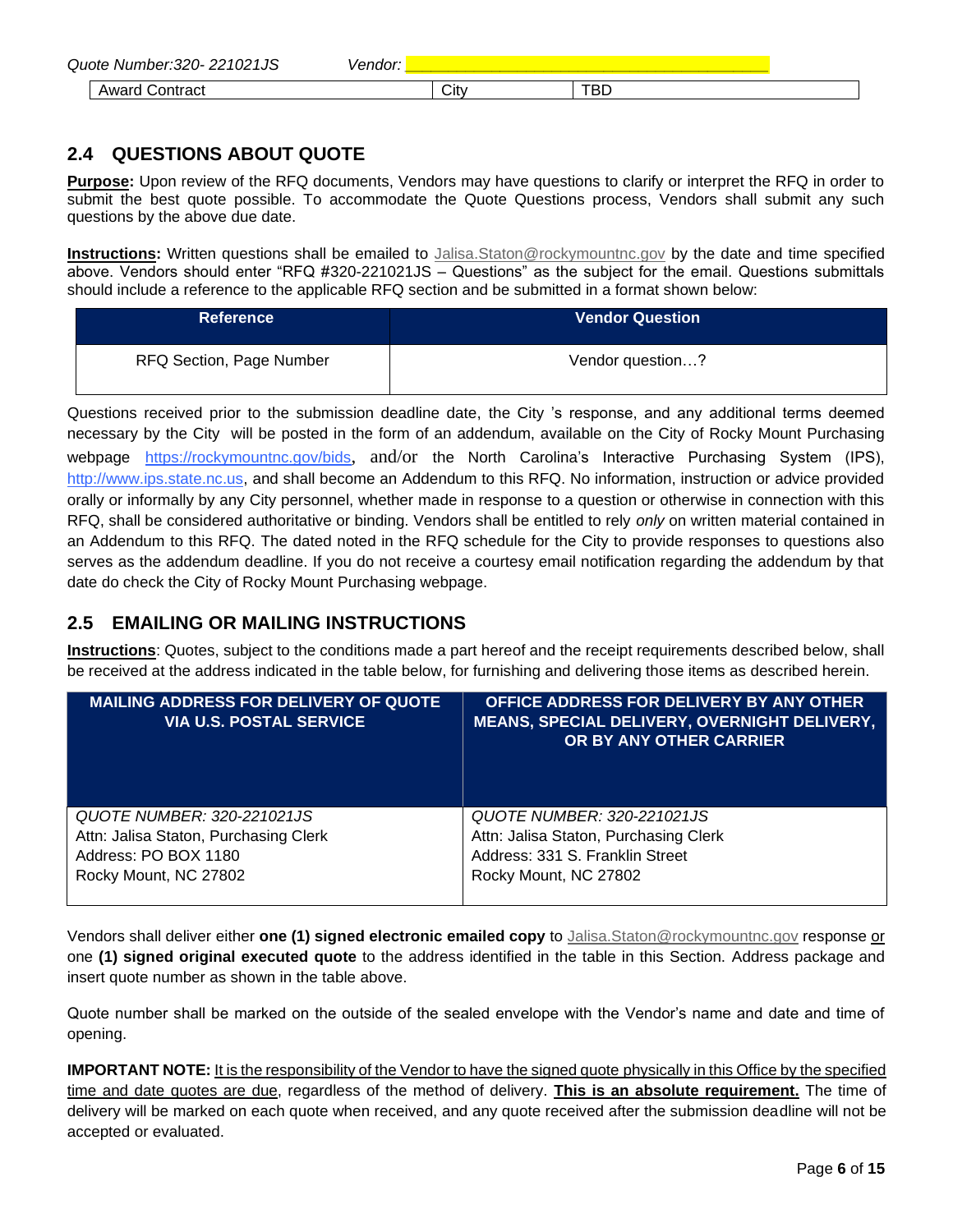## 2.4 QUESTIONS ABOUT QUOTE

**Purpose:** Upon review of the RFQ documents, Vendors may have questions to clarify or interpret the RFQ in order to submit the best quote possible. To accommodate the Quote Questions process, Vendors shall submit any such questions by the above due date.

**Instructions:** Written questions shall be emailed to Jalisa.Staton@rockymountnc.gov by the date and time specified above. Vendors should enter "RFQ #320-221021JS – Questions" as the subject for the email. Questions submittals should include a reference to the applicable RFQ section and be submitted in a format shown below:

| Reference | Vendor Question |
|---|---|
| RFQ Section, Page Number | Vendor question…? |

Questions received prior to the submission deadline date, the City 's response, and any additional terms deemed necessary by the City will be posted in the form of an addendum, available on the City of Rocky Mount Purchasing webpage https://rockymountnc.gov/bids, and/or the North Carolina's Interactive Purchasing System (IPS), http://www.ips.state.nc.us, and shall become an Addendum to this RFQ. No information, instruction or advice provided orally or informally by any City personnel, whether made in response to a question or otherwise in connection with this RFQ, shall be considered authoritative or binding. Vendors shall be entitled to rely *only* on written material contained in an Addendum to this RFQ. The dated noted in the RFQ schedule for the City to provide responses to questions also serves as the addendum deadline. If you do not receive a courtesy email notification regarding the addendum by that date do check the City of Rocky Mount Purchasing webpage.

## 2.5 EMAILING OR MAILING INSTRUCTIONS

**Instructions**: Quotes, subject to the conditions made a part hereof and the receipt requirements described below, shall be received at the address indicated in the table below, for furnishing and delivering those items as described herein.

| MAILING ADDRESS FOR DELIVERY OF QUOTE VIA U.S. POSTAL SERVICE | OFFICE ADDRESS FOR DELIVERY BY ANY OTHER MEANS, SPECIAL DELIVERY, OVERNIGHT DELIVERY, OR BY ANY OTHER CARRIER |
|---|---|
| *QUOTE NUMBER: 320-221021JS*<br>Attn: Jalisa Staton, Purchasing Clerk<br>Address: PO BOX 1180<br>Rocky Mount, NC 27802 | *QUOTE NUMBER: 320-221021JS*<br>Attn: Jalisa Staton, Purchasing Clerk<br>Address: 331 S. Franklin Street<br>Rocky Mount, NC 27802 |

Vendors shall deliver either **one (1) signed electronic emailed copy** to Jalisa.Staton@rockymountnc.gov response or one **(1) signed original executed quote** to the address identified in the table in this Section. Address package and insert quote number as shown in the table above.

Quote number shall be marked on the outside of the sealed envelope with the Vendor's name and date and time of opening.

**IMPORTANT NOTE:** It is the responsibility of the Vendor to have the signed quote physically in this Office by the specified time and date quotes are due, regardless of the method of delivery. **This is an absolute requirement.** The time of delivery will be marked on each quote when received, and any quote received after the submission deadline will not be accepted or evaluated.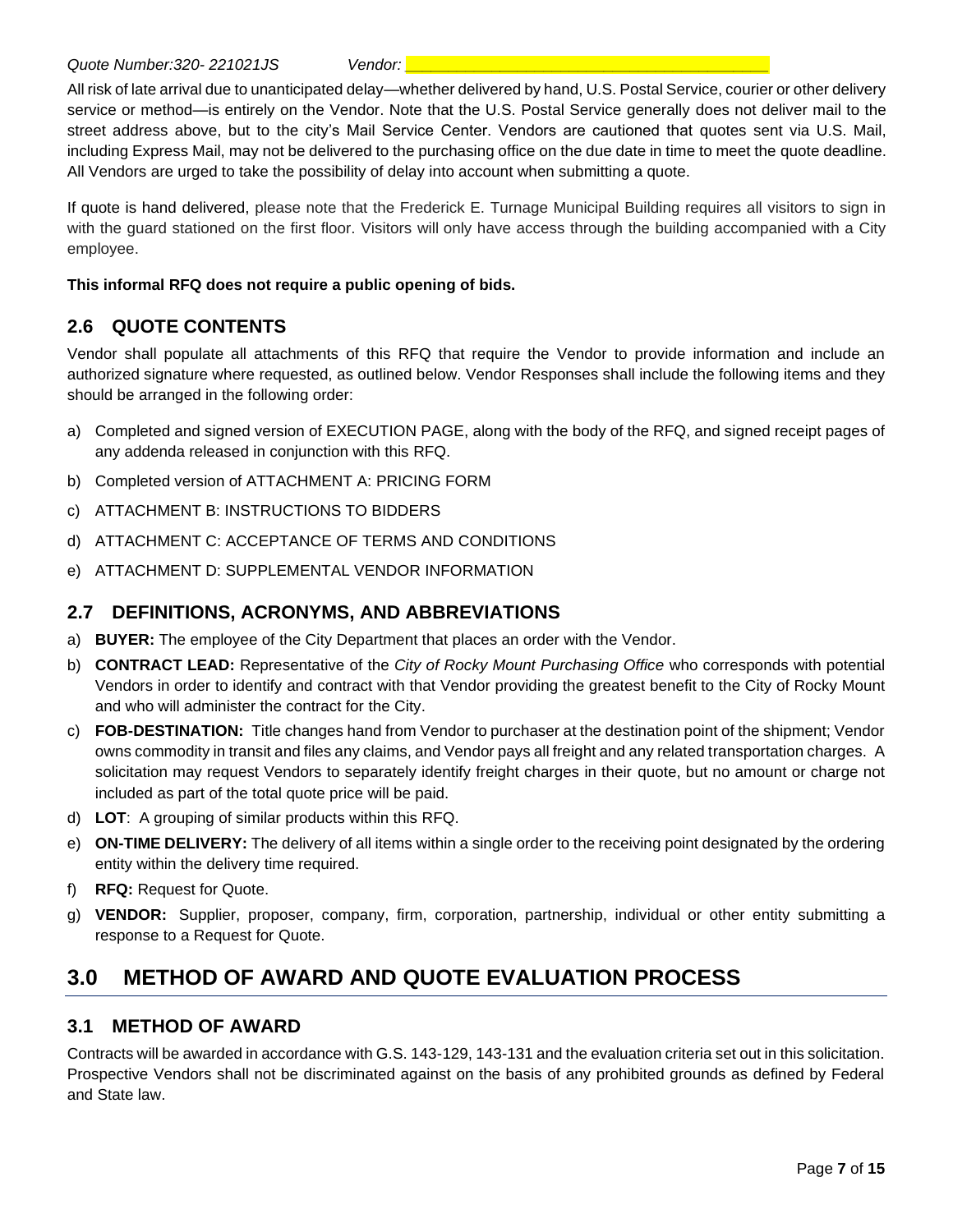All risk of late arrival due to unanticipated delay—whether delivered by hand, U.S. Postal Service, courier or other delivery service or method—is entirely on the Vendor. Note that the U.S. Postal Service generally does not deliver mail to the street address above, but to the city's Mail Service Center. Vendors are cautioned that quotes sent via U.S. Mail, including Express Mail, may not be delivered to the purchasing office on the due date in time to meet the quote deadline. All Vendors are urged to take the possibility of delay into account when submitting a quote.

If quote is hand delivered, please note that the Frederick E. Turnage Municipal Building requires all visitors to sign in with the guard stationed on the first floor. Visitors will only have access through the building accompanied with a City employee.

**This informal RFQ does not require a public opening of bids.**

## 2.6 QUOTE CONTENTS

Vendor shall populate all attachments of this RFQ that require the Vendor to provide information and include an authorized signature where requested, as outlined below. Vendor Responses shall include the following items and they should be arranged in the following order:

a) Completed and signed version of EXECUTION PAGE, along with the body of the RFQ, and signed receipt pages of any addenda released in conjunction with this RFQ.
b) Completed version of ATTACHMENT A: PRICING FORM
c) ATTACHMENT B: INSTRUCTIONS TO BIDDERS
d) ATTACHMENT C: ACCEPTANCE OF TERMS AND CONDITIONS
e) ATTACHMENT D: SUPPLEMENTAL VENDOR INFORMATION

## 2.7 DEFINITIONS, ACRONYMS, AND ABBREVIATIONS

a) **BUYER:** The employee of the City Department that places an order with the Vendor.
b) **CONTRACT LEAD:** Representative of the *City of Rocky Mount Purchasing Office* who corresponds with potential Vendors in order to identify and contract with that Vendor providing the greatest benefit to the City of Rocky Mount and who will administer the contract for the City.
c) **FOB-DESTINATION:** Title changes hand from Vendor to purchaser at the destination point of the shipment; Vendor owns commodity in transit and files any claims, and Vendor pays all freight and any related transportation charges. A solicitation may request Vendors to separately identify freight charges in their quote, but no amount or charge not included as part of the total quote price will be paid.
d) **LOT**: A grouping of similar products within this RFQ.
e) **ON-TIME DELIVERY:** The delivery of all items within a single order to the receiving point designated by the ordering entity within the delivery time required.
f) **RFQ:** Request for Quote.
g) **VENDOR:** Supplier, proposer, company, firm, corporation, partnership, individual or other entity submitting a response to a Request for Quote.

# 3.0 METHOD OF AWARD AND QUOTE EVALUATION PROCESS

## 3.1 METHOD OF AWARD

Contracts will be awarded in accordance with G.S. 143-129, 143-131 and the evaluation criteria set out in this solicitation. Prospective Vendors shall not be discriminated against on the basis of any prohibited grounds as defined by Federal and State law.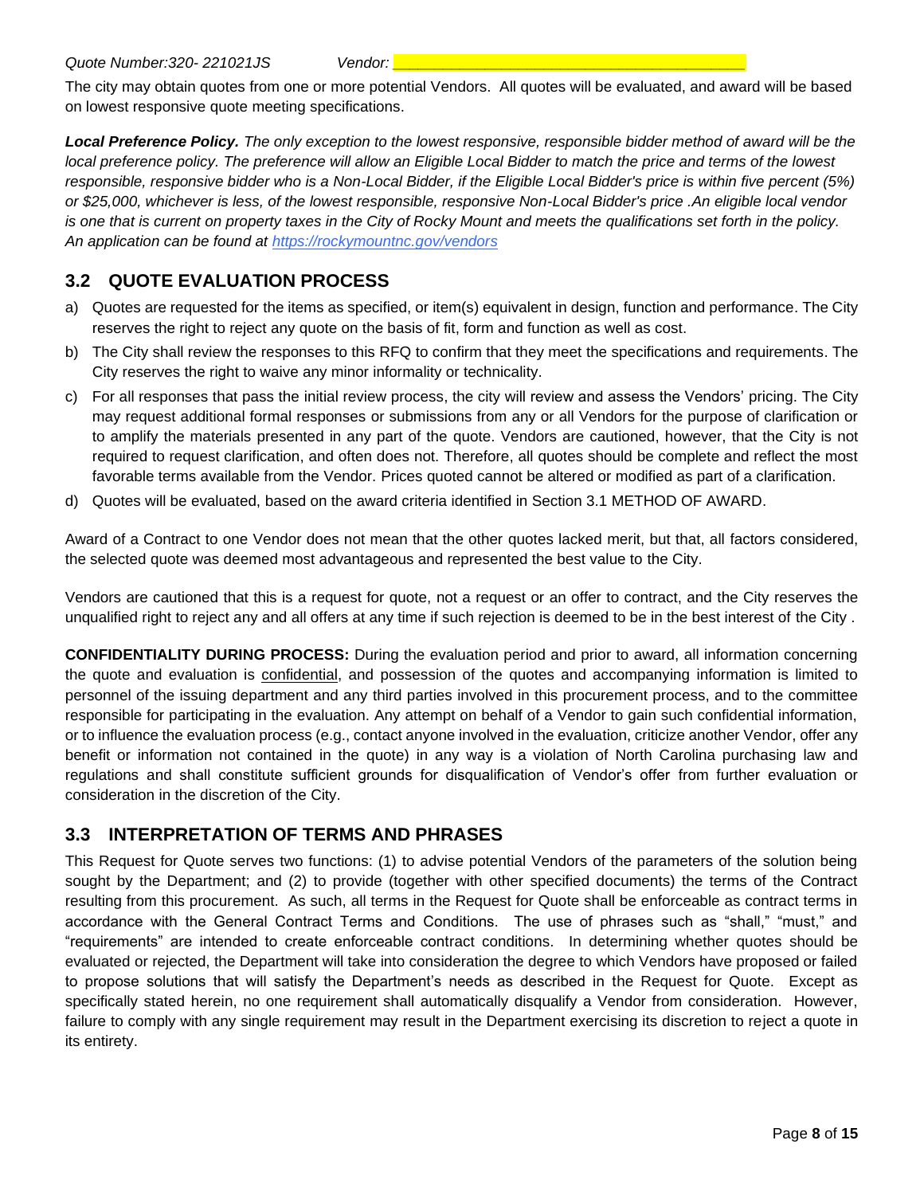The city may obtain quotes from one or more potential Vendors. All quotes will be evaluated, and award will be based on lowest responsive quote meeting specifications.

***Local Preference Policy.*** *The only exception to the lowest responsive, responsible bidder method of award will be the local preference policy. The preference will allow an Eligible Local Bidder to match the price and terms of the lowest responsible, responsive bidder who is a Non-Local Bidder, if the Eligible Local Bidder's price is within five percent (5%) or $25,000, whichever is less, of the lowest responsible, responsive Non-Local Bidder's price .An eligible local vendor is one that is current on property taxes in the City of Rocky Mount and meets the qualifications set forth in the policy. An application can be found at [https://rockymountnc.gov/vendors](https://rockymountnc.gov/vendors)*

## 3.2 QUOTE EVALUATION PROCESS

a) Quotes are requested for the items as specified, or item(s) equivalent in design, function and performance. The City reserves the right to reject any quote on the basis of fit, form and function as well as cost.

b) The City shall review the responses to this RFQ to confirm that they meet the specifications and requirements. The City reserves the right to waive any minor informality or technicality.

c) For all responses that pass the initial review process, the city will review and assess the Vendors' pricing. The City may request additional formal responses or submissions from any or all Vendors for the purpose of clarification or to amplify the materials presented in any part of the quote. Vendors are cautioned, however, that the City is not required to request clarification, and often does not. Therefore, all quotes should be complete and reflect the most favorable terms available from the Vendor. Prices quoted cannot be altered or modified as part of a clarification.

d) Quotes will be evaluated, based on the award criteria identified in Section 3.1 METHOD OF AWARD.

Award of a Contract to one Vendor does not mean that the other quotes lacked merit, but that, all factors considered, the selected quote was deemed most advantageous and represented the best value to the City.

Vendors are cautioned that this is a request for quote, not a request or an offer to contract, and the City reserves the unqualified right to reject any and all offers at any time if such rejection is deemed to be in the best interest of the City .

**CONFIDENTIALITY DURING PROCESS:** During the evaluation period and prior to award, all information concerning the quote and evaluation is confidential, and possession of the quotes and accompanying information is limited to personnel of the issuing department and any third parties involved in this procurement process, and to the committee responsible for participating in the evaluation. Any attempt on behalf of a Vendor to gain such confidential information, or to influence the evaluation process (e.g., contact anyone involved in the evaluation, criticize another Vendor, offer any benefit or information not contained in the quote) in any way is a violation of North Carolina purchasing law and regulations and shall constitute sufficient grounds for disqualification of Vendor's offer from further evaluation or consideration in the discretion of the City.

## 3.3 INTERPRETATION OF TERMS AND PHRASES

This Request for Quote serves two functions: (1) to advise potential Vendors of the parameters of the solution being sought by the Department; and (2) to provide (together with other specified documents) the terms of the Contract resulting from this procurement. As such, all terms in the Request for Quote shall be enforceable as contract terms in accordance with the General Contract Terms and Conditions. The use of phrases such as "shall," "must," and "requirements" are intended to create enforceable contract conditions. In determining whether quotes should be evaluated or rejected, the Department will take into consideration the degree to which Vendors have proposed or failed to propose solutions that will satisfy the Department's needs as described in the Request for Quote. Except as specifically stated herein, no one requirement shall automatically disqualify a Vendor from consideration. However, failure to comply with any single requirement may result in the Department exercising its discretion to reject a quote in its entirety.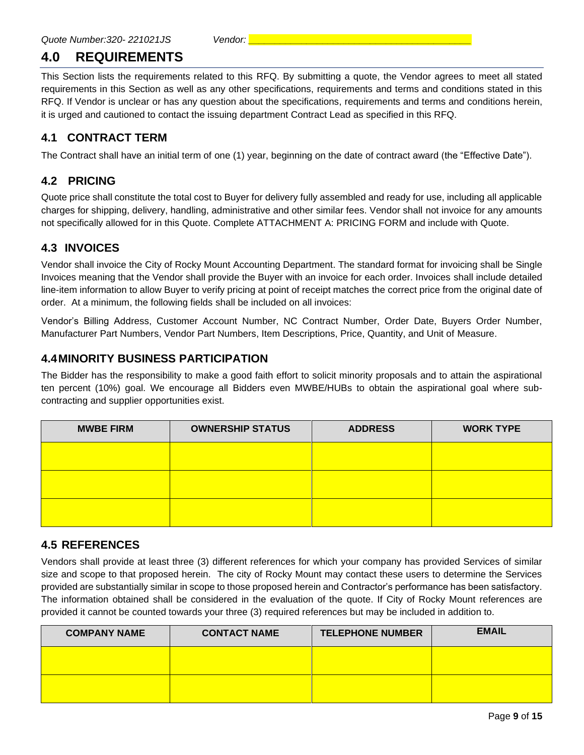*Quote Number:320- 221021JS Vendor: ________________________________________*

# 4.0 REQUIREMENTS

This Section lists the requirements related to this RFQ. By submitting a quote, the Vendor agrees to meet all stated requirements in this Section as well as any other specifications, requirements and terms and conditions stated in this RFQ. If Vendor is unclear or has any question about the specifications, requirements and terms and conditions herein, it is urged and cautioned to contact the issuing department Contract Lead as specified in this RFQ.

## 4.1 CONTRACT TERM

The Contract shall have an initial term of one (1) year, beginning on the date of contract award (the "Effective Date").

## 4.2 PRICING

Quote price shall constitute the total cost to Buyer for delivery fully assembled and ready for use, including all applicable charges for shipping, delivery, handling, administrative and other similar fees. Vendor shall not invoice for any amounts not specifically allowed for in this Quote. Complete ATTACHMENT A: PRICING FORM and include with Quote.

## 4.3 INVOICES

Vendor shall invoice the City of Rocky Mount Accounting Department. The standard format for invoicing shall be Single Invoices meaning that the Vendor shall provide the Buyer with an invoice for each order. Invoices shall include detailed line-item information to allow Buyer to verify pricing at point of receipt matches the correct price from the original date of order. At a minimum, the following fields shall be included on all invoices:

Vendor's Billing Address, Customer Account Number, NC Contract Number, Order Date, Buyers Order Number, Manufacturer Part Numbers, Vendor Part Numbers, Item Descriptions, Price, Quantity, and Unit of Measure.

## 4.4 MINORITY BUSINESS PARTICIPATION

The Bidder has the responsibility to make a good faith effort to solicit minority proposals and to attain the aspirational ten percent (10%) goal. We encourage all Bidders even MWBE/HUBs to obtain the aspirational goal where sub-contracting and supplier opportunities exist.

| MWBE FIRM | OWNERSHIP STATUS | ADDRESS | WORK TYPE |
|---|---|---|---|
| | | | |
| | | | |
| | | | |

## 4.5 REFERENCES

Vendors shall provide at least three (3) different references for which your company has provided Services of similar size and scope to that proposed herein. The city of Rocky Mount may contact these users to determine the Services provided are substantially similar in scope to those proposed herein and Contractor's performance has been satisfactory. The information obtained shall be considered in the evaluation of the quote. If City of Rocky Mount references are provided it cannot be counted towards your three (3) required references but may be included in addition to.

| COMPANY NAME | CONTACT NAME | TELEPHONE NUMBER | EMAIL |
|---|---|---|---|
| | | | |
| | | | |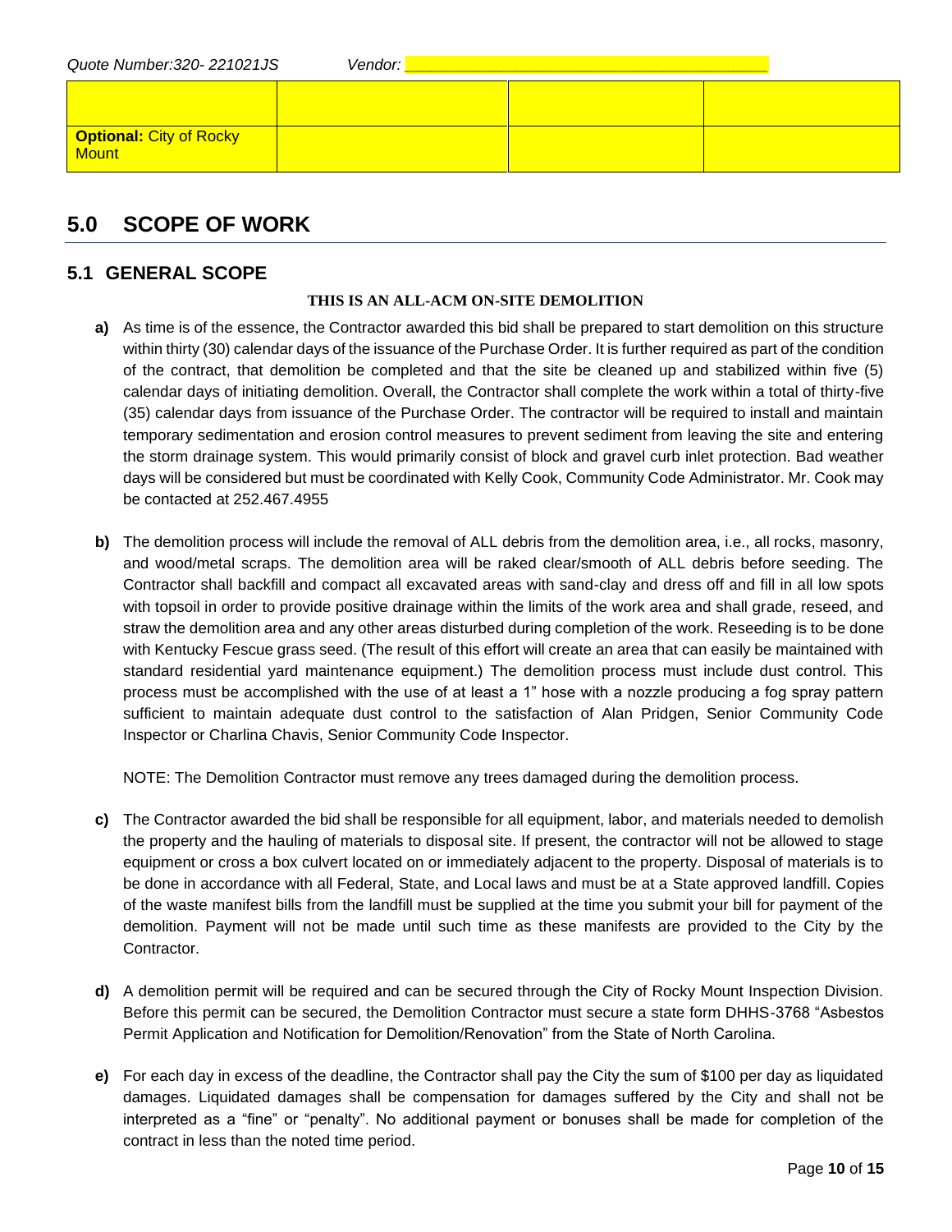Quote Number:320- 221021JS Vendor: ___________________________________________

| | | | |
|---|---|---|---|
| **Optional:** City of Rocky Mount | | | |

# 5.0 SCOPE OF WORK

## 5.1 GENERAL SCOPE

**THIS IS AN ALL-ACM ON-SITE DEMOLITION**

**a)** As time is of the essence, the Contractor awarded this bid shall be prepared to start demolition on this structure within thirty (30) calendar days of the issuance of the Purchase Order. It is further required as part of the condition of the contract, that demolition be completed and that the site be cleaned up and stabilized within five (5) calendar days of initiating demolition. Overall, the Contractor shall complete the work within a total of thirty-five (35) calendar days from issuance of the Purchase Order. The contractor will be required to install and maintain temporary sedimentation and erosion control measures to prevent sediment from leaving the site and entering the storm drainage system. This would primarily consist of block and gravel curb inlet protection. Bad weather days will be considered but must be coordinated with Kelly Cook, Community Code Administrator. Mr. Cook may be contacted at 252.467.4955

**b)** The demolition process will include the removal of ALL debris from the demolition area, i.e., all rocks, masonry, and wood/metal scraps. The demolition area will be raked clear/smooth of ALL debris before seeding. The Contractor shall backfill and compact all excavated areas with sand-clay and dress off and fill in all low spots with topsoil in order to provide positive drainage within the limits of the work area and shall grade, reseed, and straw the demolition area and any other areas disturbed during completion of the work. Reseeding is to be done with Kentucky Fescue grass seed. (The result of this effort will create an area that can easily be maintained with standard residential yard maintenance equipment.) The demolition process must include dust control. This process must be accomplished with the use of at least a 1" hose with a nozzle producing a fog spray pattern sufficient to maintain adequate dust control to the satisfaction of Alan Pridgen, Senior Community Code Inspector or Charlina Chavis, Senior Community Code Inspector.

NOTE: The Demolition Contractor must remove any trees damaged during the demolition process.

**c)** The Contractor awarded the bid shall be responsible for all equipment, labor, and materials needed to demolish the property and the hauling of materials to disposal site. If present, the contractor will not be allowed to stage equipment or cross a box culvert located on or immediately adjacent to the property. Disposal of materials is to be done in accordance with all Federal, State, and Local laws and must be at a State approved landfill. Copies of the waste manifest bills from the landfill must be supplied at the time you submit your bill for payment of the demolition. Payment will not be made until such time as these manifests are provided to the City by the Contractor.

**d)** A demolition permit will be required and can be secured through the City of Rocky Mount Inspection Division. Before this permit can be secured, the Demolition Contractor must secure a state form DHHS-3768 "Asbestos Permit Application and Notification for Demolition/Renovation" from the State of North Carolina.

**e)** For each day in excess of the deadline, the Contractor shall pay the City the sum of $100 per day as liquidated damages. Liquidated damages shall be compensation for damages suffered by the City and shall not be interpreted as a "fine" or "penalty". No additional payment or bonuses shall be made for completion of the contract in less than the noted time period.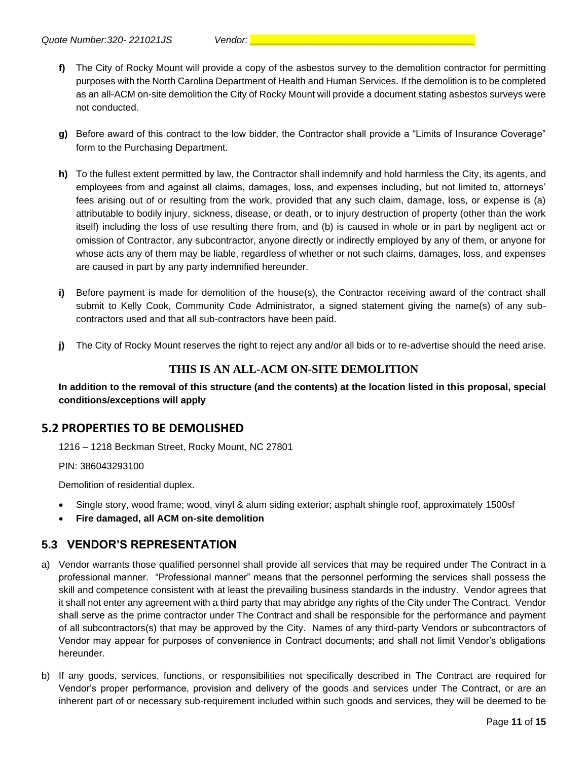f) The City of Rocky Mount will provide a copy of the asbestos survey to the demolition contractor for permitting purposes with the North Carolina Department of Health and Human Services. If the demolition is to be completed as an all-ACM on-site demolition the City of Rocky Mount will provide a document stating asbestos surveys were not conducted.

g) Before award of this contract to the low bidder, the Contractor shall provide a "Limits of Insurance Coverage" form to the Purchasing Department.

h) To the fullest extent permitted by law, the Contractor shall indemnify and hold harmless the City, its agents, and employees from and against all claims, damages, loss, and expenses including, but not limited to, attorneys' fees arising out of or resulting from the work, provided that any such claim, damage, loss, or expense is (a) attributable to bodily injury, sickness, disease, or death, or to injury destruction of property (other than the work itself) including the loss of use resulting there from, and (b) is caused in whole or in part by negligent act or omission of Contractor, any subcontractor, anyone directly or indirectly employed by any of them, or anyone for whose acts any of them may be liable, regardless of whether or not such claims, damages, loss, and expenses are caused in part by any party indemnified hereunder.

i) Before payment is made for demolition of the house(s), the Contractor receiving award of the contract shall submit to Kelly Cook, Community Code Administrator, a signed statement giving the name(s) of any sub-contractors used and that all sub-contractors have been paid.

j) The City of Rocky Mount reserves the right to reject any and/or all bids or to re-advertise should the need arise.

**THIS IS AN ALL-ACM ON-SITE DEMOLITION**

**In addition to the removal of this structure (and the contents) at the location listed in this proposal, special conditions/exceptions will apply**

## 5.2 PROPERTIES TO BE DEMOLISHED

1216 – 1218 Beckman Street, Rocky Mount, NC 27801

PIN: 386043293100

Demolition of residential duplex.

- Single story, wood frame; wood, vinyl & alum siding exterior; asphalt shingle roof, approximately 1500sf
- **Fire damaged, all ACM on-site demolition**

## 5.3 VENDOR'S REPRESENTATION

a) Vendor warrants those qualified personnel shall provide all services that may be required under The Contract in a professional manner. "Professional manner" means that the personnel performing the services shall possess the skill and competence consistent with at least the prevailing business standards in the industry. Vendor agrees that it shall not enter any agreement with a third party that may abridge any rights of the City under The Contract. Vendor shall serve as the prime contractor under The Contract and shall be responsible for the performance and payment of all subcontractors(s) that may be approved by the City. Names of any third-party Vendors or subcontractors of Vendor may appear for purposes of convenience in Contract documents; and shall not limit Vendor's obligations hereunder.

b) If any goods, services, functions, or responsibilities not specifically described in The Contract are required for Vendor's proper performance, provision and delivery of the goods and services under The Contract, or are an inherent part of or necessary sub-requirement included within such goods and services, they will be deemed to be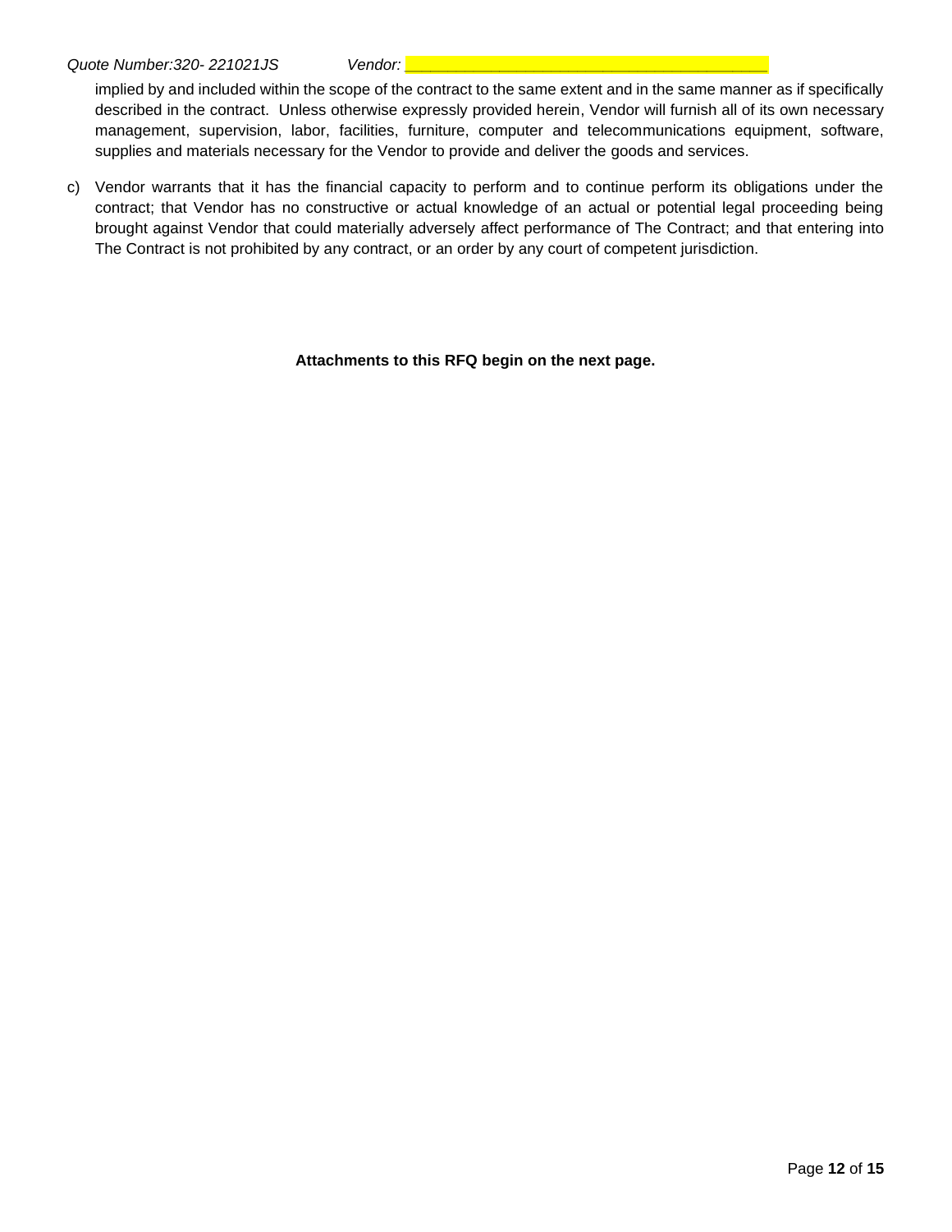implied by and included within the scope of the contract to the same extent and in the same manner as if specifically described in the contract. Unless otherwise expressly provided herein, Vendor will furnish all of its own necessary management, supervision, labor, facilities, furniture, computer and telecommunications equipment, software, supplies and materials necessary for the Vendor to provide and deliver the goods and services.

c) Vendor warrants that it has the financial capacity to perform and to continue perform its obligations under the contract; that Vendor has no constructive or actual knowledge of an actual or potential legal proceeding being brought against Vendor that could materially adversely affect performance of The Contract; and that entering into The Contract is not prohibited by any contract, or an order by any court of competent jurisdiction.

**Attachments to this RFQ begin on the next page.**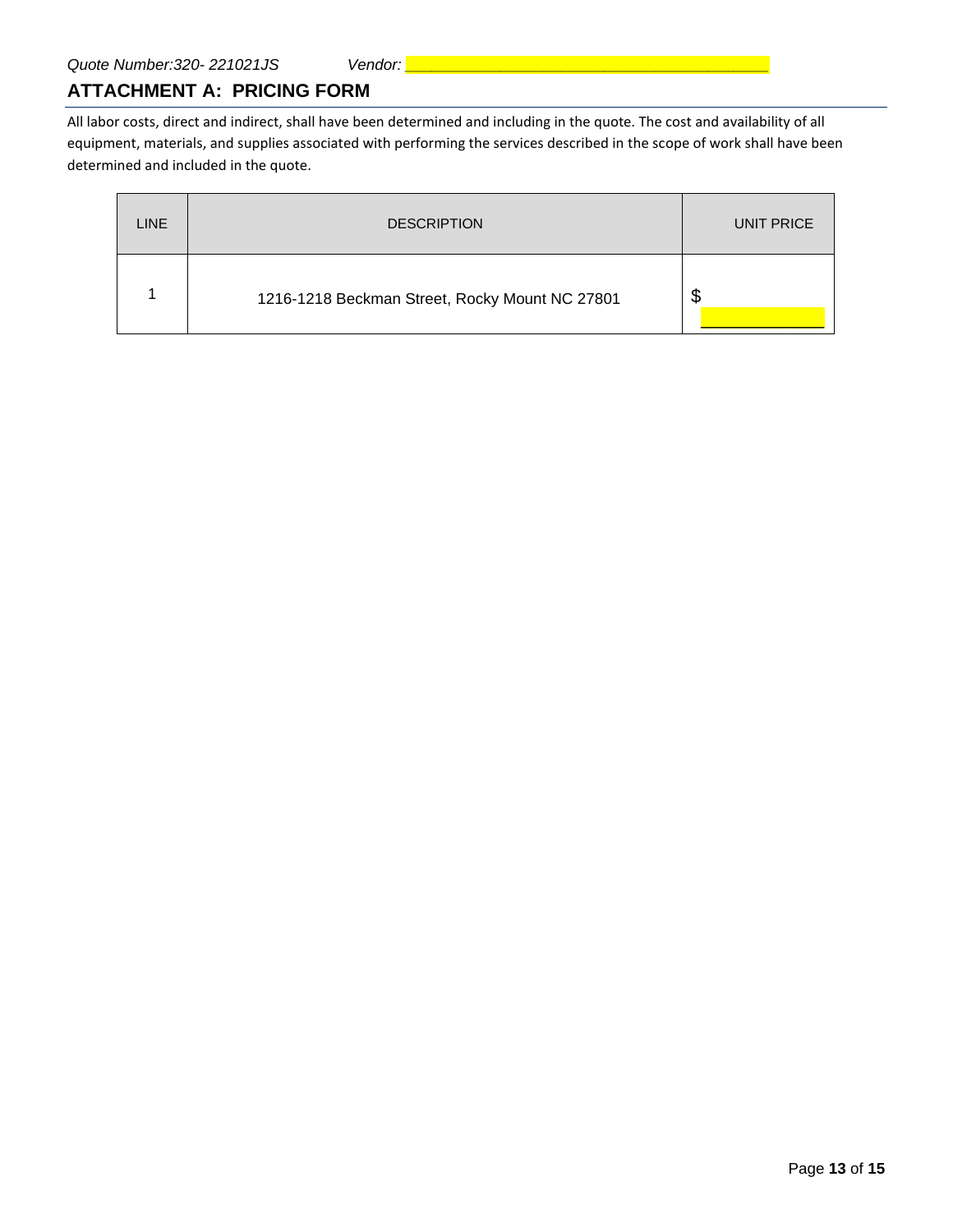*Quote Number:320- 221021JS* *Vendor: ___________________________________*

## ATTACHMENT A: PRICING FORM

All labor costs, direct and indirect, shall have been determined and including in the quote. The cost and availability of all equipment, materials, and supplies associated with performing the services described in the scope of work shall have been determined and included in the quote.

| LINE | DESCRIPTION | UNIT PRICE |
|---|---|---|
| 1 | 1216-1218 Beckman Street, Rocky Mount NC 27801 | $ ____________ |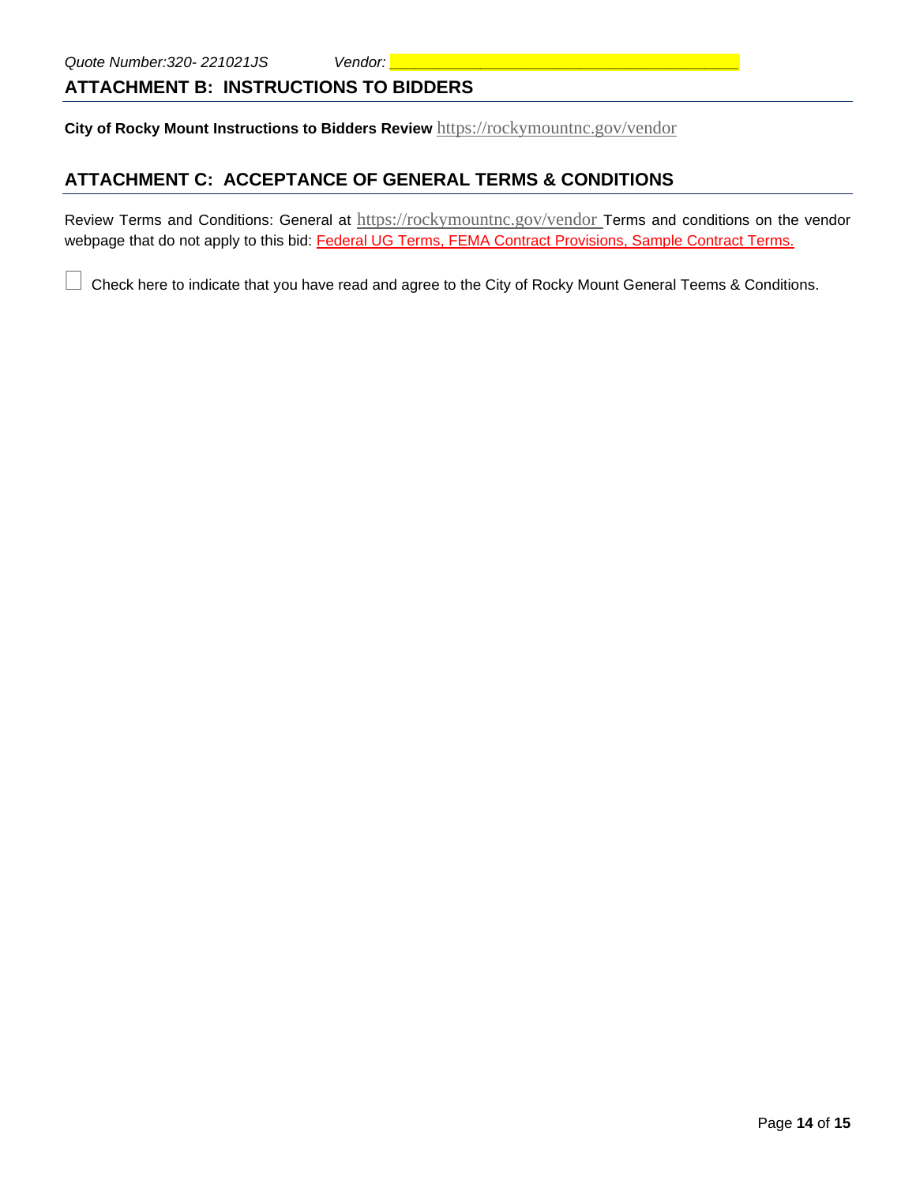*Quote Number:320- 221021JS* *Vendor:* ________________________________________

## ATTACHMENT B: INSTRUCTIONS TO BIDDERS

**City of Rocky Mount Instructions to Bidders Review** https://rockymountnc.gov/vendor

## ATTACHMENT C: ACCEPTANCE OF GENERAL TERMS & CONDITIONS

Review Terms and Conditions: General at https://rockymountnc.gov/vendor Terms and conditions on the vendor webpage that do not apply to this bid: Federal UG Terms, FEMA Contract Provisions, Sample Contract Terms.

☐ Check here to indicate that you have read and agree to the City of Rocky Mount General Teems & Conditions.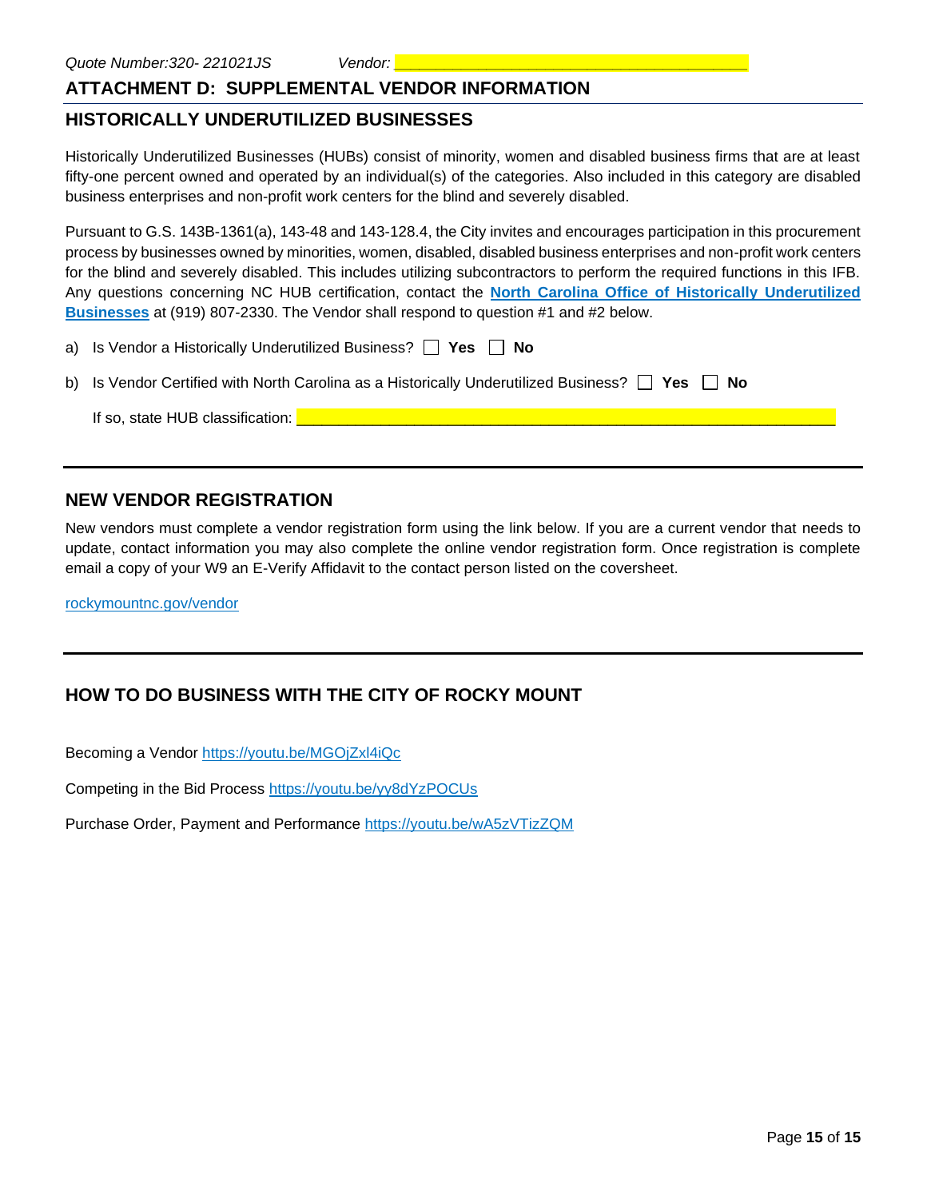*Quote Number:320- 221021JS* *Vendor:* ________________________________________

## ATTACHMENT D: SUPPLEMENTAL VENDOR INFORMATION

### HISTORICALLY UNDERUTILIZED BUSINESSES

Historically Underutilized Businesses (HUBs) consist of minority, women and disabled business firms that are at least fifty-one percent owned and operated by an individual(s) of the categories. Also included in this category are disabled business enterprises and non-profit work centers for the blind and severely disabled.

Pursuant to G.S. 143B-1361(a), 143-48 and 143-128.4, the City invites and encourages participation in this procurement process by businesses owned by minorities, women, disabled, disabled business enterprises and non-profit work centers for the blind and severely disabled. This includes utilizing subcontractors to perform the required functions in this IFB. Any questions concerning NC HUB certification, contact the **North Carolina Office of Historically Underutilized Businesses** at (919) 807-2330. The Vendor shall respond to question #1 and #2 below.

a) Is Vendor a Historically Underutilized Business? ☐ **Yes** ☐ **No**

b) Is Vendor Certified with North Carolina as a Historically Underutilized Business? ☐ **Yes** ☐ **No**

If so, state HUB classification: ____________________________________________

---

### NEW VENDOR REGISTRATION

New vendors must complete a vendor registration form using the link below. If you are a current vendor that needs to update, contact information you may also complete the online vendor registration form. Once registration is complete email a copy of your W9 an E-Verify Affidavit to the contact person listed on the coversheet.

rockymountnc.gov/vendor

---

### HOW TO DO BUSINESS WITH THE CITY OF ROCKY MOUNT

Becoming a Vendor https://youtu.be/MGOjZxl4iQc

Competing in the Bid Process https://youtu.be/yy8dYzPOCUs

Purchase Order, Payment and Performance https://youtu.be/wA5zVTizZQM